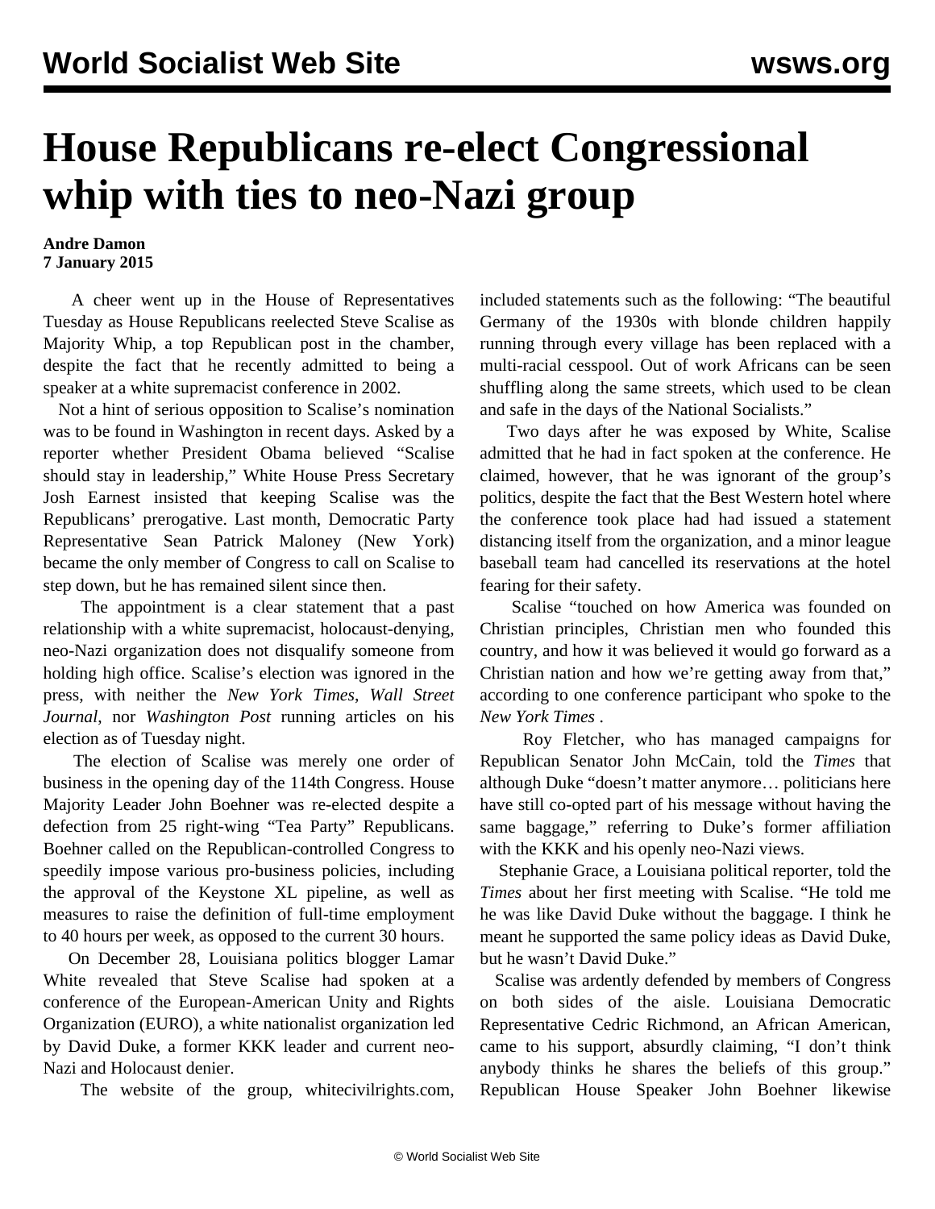# House Republicans re-elect Congressional whip with ties to neo-Nazi group

**Andre Damon**
**7 January 2015**

A cheer went up in the House of Representatives Tuesday as House Republicans reelected Steve Scalise as Majority Whip, a top Republican post in the chamber, despite the fact that he recently admitted to being a speaker at a white supremacist conference in 2002.

Not a hint of serious opposition to Scalise's nomination was to be found in Washington in recent days. Asked by a reporter whether President Obama believed "Scalise should stay in leadership," White House Press Secretary Josh Earnest insisted that keeping Scalise was the Republicans' prerogative. Last month, Democratic Party Representative Sean Patrick Maloney (New York) became the only member of Congress to call on Scalise to step down, but he has remained silent since then.

The appointment is a clear statement that a past relationship with a white supremacist, holocaust-denying, neo-Nazi organization does not disqualify someone from holding high office. Scalise's election was ignored in the press, with neither the *New York Times*, *Wall Street Journal*, nor *Washington Post* running articles on his election as of Tuesday night.

The election of Scalise was merely one order of business in the opening day of the 114th Congress. House Majority Leader John Boehner was re-elected despite a defection from 25 right-wing "Tea Party" Republicans. Boehner called on the Republican-controlled Congress to speedily impose various pro-business policies, including the approval of the Keystone XL pipeline, as well as measures to raise the definition of full-time employment to 40 hours per week, as opposed to the current 30 hours.

On December 28, Louisiana politics blogger Lamar White revealed that Steve Scalise had spoken at a conference of the European-American Unity and Rights Organization (EURO), a white nationalist organization led by David Duke, a former KKK leader and current neo-Nazi and Holocaust denier.

The website of the group, whitecivilrights.com, included statements such as the following: "The beautiful Germany of the 1930s with blonde children happily running through every village has been replaced with a multi-racial cesspool. Out of work Africans can be seen shuffling along the same streets, which used to be clean and safe in the days of the National Socialists."

Two days after he was exposed by White, Scalise admitted that he had in fact spoken at the conference. He claimed, however, that he was ignorant of the group's politics, despite the fact that the Best Western hotel where the conference took place had had issued a statement distancing itself from the organization, and a minor league baseball team had cancelled its reservations at the hotel fearing for their safety.

Scalise "touched on how America was founded on Christian principles, Christian men who founded this country, and how it was believed it would go forward as a Christian nation and how we're getting away from that," according to one conference participant who spoke to the *New York Times* .

Roy Fletcher, who has managed campaigns for Republican Senator John McCain, told the *Times* that although Duke "doesn't matter anymore… politicians here have still co-opted part of his message without having the same baggage," referring to Duke's former affiliation with the KKK and his openly neo-Nazi views.

Stephanie Grace, a Louisiana political reporter, told the *Times* about her first meeting with Scalise. "He told me he was like David Duke without the baggage. I think he meant he supported the same policy ideas as David Duke, but he wasn't David Duke."

Scalise was ardently defended by members of Congress on both sides of the aisle. Louisiana Democratic Representative Cedric Richmond, an African American, came to his support, absurdly claiming, "I don't think anybody thinks he shares the beliefs of this group." Republican House Speaker John Boehner likewise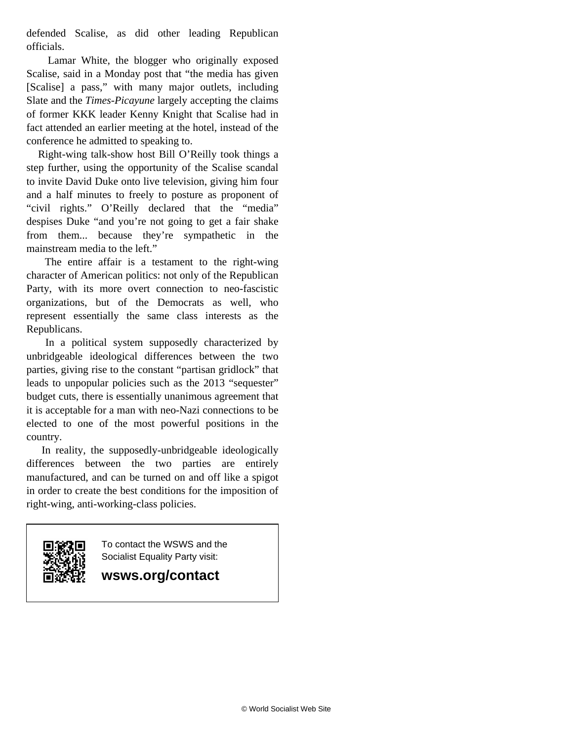defended Scalise, as did other leading Republican officials.

Lamar White, the blogger who originally exposed Scalise, said in a Monday post that “the media has given [Scalise] a pass,” with many major outlets, including Slate and the *Times-Picayune* largely accepting the claims of former KKK leader Kenny Knight that Scalise had in fact attended an earlier meeting at the hotel, instead of the conference he admitted to speaking to.

Right-wing talk-show host Bill O’Reilly took things a step further, using the opportunity of the Scalise scandal to invite David Duke onto live television, giving him four and a half minutes to freely to posture as proponent of “civil rights.” O’Reilly declared that the “media” despises Duke “and you’re not going to get a fair shake from them... because they’re sympathetic in the mainstream media to the left.”

The entire affair is a testament to the right-wing character of American politics: not only of the Republican Party, with its more overt connection to neo-fascistic organizations, but of the Democrats as well, who represent essentially the same class interests as the Republicans.

In a political system supposedly characterized by unbridgeable ideological differences between the two parties, giving rise to the constant “partisan gridlock” that leads to unpopular policies such as the 2013 “sequester” budget cuts, there is essentially unanimous agreement that it is acceptable for a man with neo-Nazi connections to be elected to one of the most powerful positions in the country.

In reality, the supposedly-unbridgeable ideologically differences between the two parties are entirely manufactured, and can be turned on and off like a spigot in order to create the best conditions for the imposition of right-wing, anti-working-class policies.

To contact the WSWS and the Socialist Equality Party visit:

**wsws.org/contact**